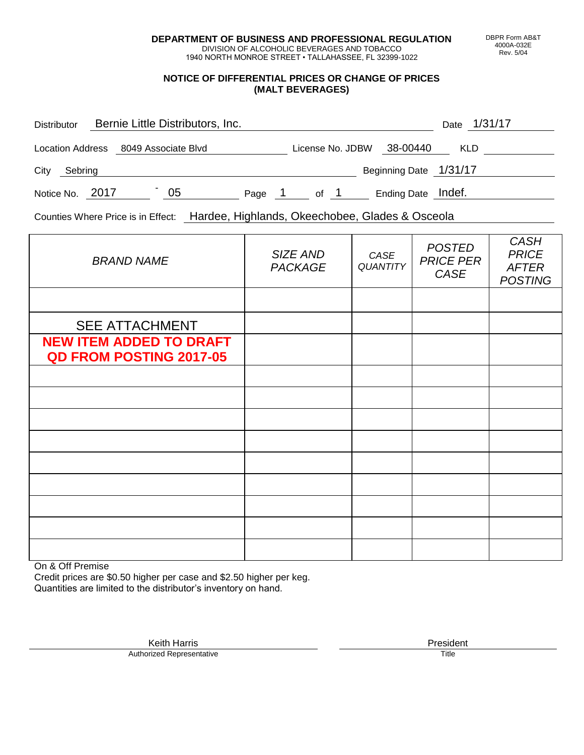DEPARTMENT OF BUSINESS AND PROFESSIONAL REGULATION
DIVISION OF ALCOHOLIC BEVERAGES AND TOBACCO
1940 NORTH MONROE STREET • TALLAHASSEE, FL 32399-1022

DBPR Form AB&T
4000A-032E
Rev. 5/04

## NOTICE OF DIFFERENTIAL PRICES OR CHANGE OF PRICES (MALT BEVERAGES)

Distributor: Bernie Little Distributors, Inc.    Date: 1/31/17

Location Address: 8049 Associate Blvd    License No. JDBW 38-00440    KLD

City: Sebring    Beginning Date: 1/31/17

Notice No. 2017 - 05    Page 1 of 1    Ending Date: Indef.

Counties Where Price is in Effect: Hardee, Highlands, Okeechobee, Glades & Osceola

| *BRAND NAME* | *SIZE AND PACKAGE* | *CASE QUANTITY* | *POSTED PRICE PER CASE* | *CASH PRICE AFTER POSTING* |
|---|---|---|---|---|
| | | | | |
| SEE ATTACHMENT | | | | |
| **NEW ITEM ADDED TO DRAFT QD FROM POSTING 2017-05** | | | | |
| | | | | |
| | | | | |
| | | | | |
| | | | | |
| | | | | |
| | | | | |
| | | | | |
| | | | | |
| | | | | |

On & Off Premise
Credit prices are $0.50 higher per case and $2.50 higher per keg.
Quantities are limited to the distributor's inventory on hand.

Keith Harris
Authorized Representative

President
Title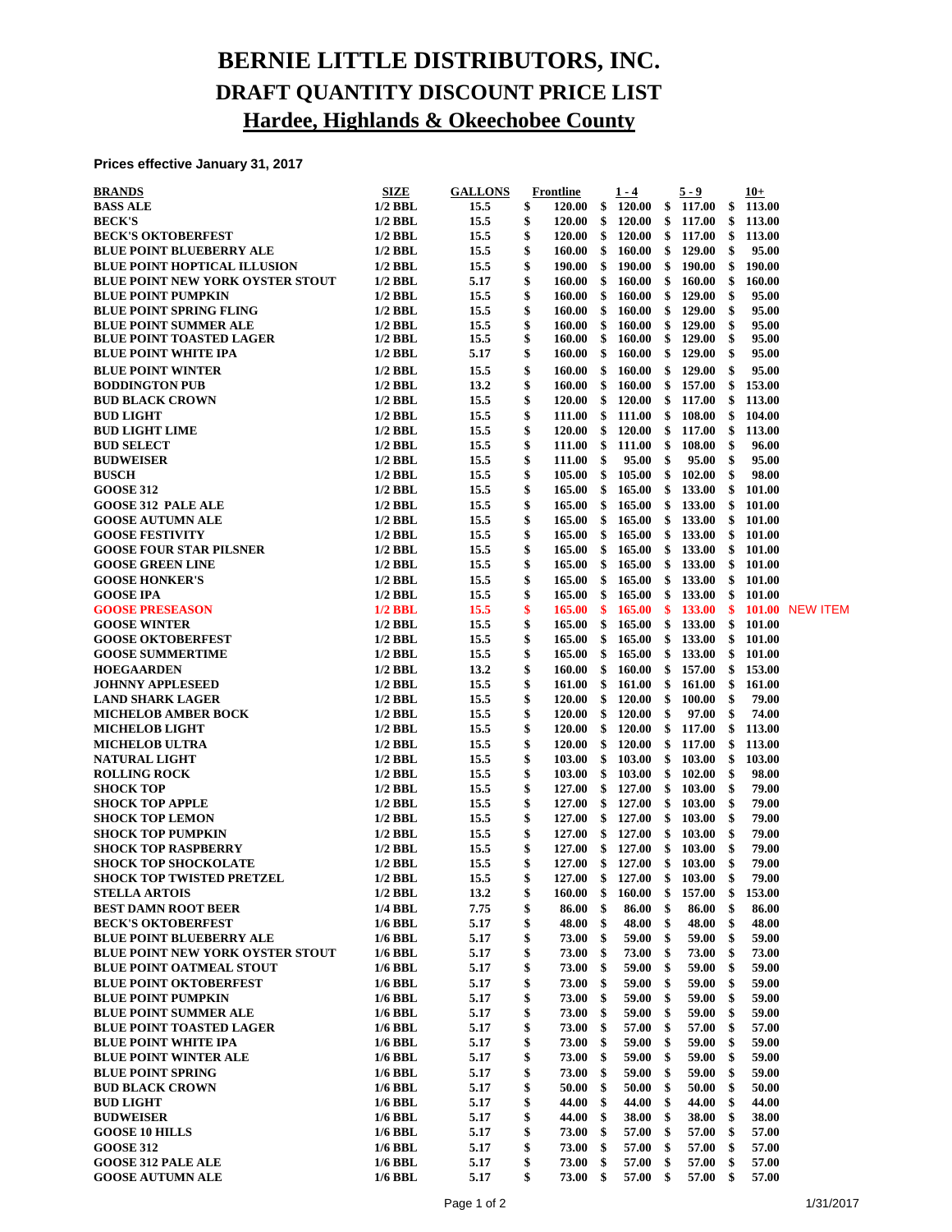# BERNIE LITTLE DISTRIBUTORS, INC.

## DRAFT QUANTITY DISCOUNT PRICE LIST

## Hardee, Highlands & Okeechobee County

**Prices effective January 31, 2017**

| BRANDS | SIZE | GALLONS | Frontline | 1 - 4 | 5 - 9 | 10+ | |
|---|---|---|---|---|---|---|---|
| BASS ALE | 1/2 BBL | 15.5 | $ 120.00 | $ 120.00 | $ 117.00 | $ 113.00 | |
| BECK'S | 1/2 BBL | 15.5 | $ 120.00 | $ 120.00 | $ 117.00 | $ 113.00 | |
| BECK'S OKTOBERFEST | 1/2 BBL | 15.5 | $ 120.00 | $ 120.00 | $ 117.00 | $ 113.00 | |
| BLUE POINT BLUEBERRY ALE | 1/2 BBL | 15.5 | $ 160.00 | $ 160.00 | $ 129.00 | $ 95.00 | |
| BLUE POINT HOPTICAL ILLUSION | 1/2 BBL | 15.5 | $ 190.00 | $ 190.00 | $ 190.00 | $ 190.00 | |
| BLUE POINT NEW YORK OYSTER STOUT | 1/2 BBL | 5.17 | $ 160.00 | $ 160.00 | $ 160.00 | $ 160.00 | |
| BLUE POINT PUMPKIN | 1/2 BBL | 15.5 | $ 160.00 | $ 160.00 | $ 129.00 | $ 95.00 | |
| BLUE POINT SPRING FLING | 1/2 BBL | 15.5 | $ 160.00 | $ 160.00 | $ 129.00 | $ 95.00 | |
| BLUE POINT SUMMER ALE | 1/2 BBL | 15.5 | $ 160.00 | $ 160.00 | $ 129.00 | $ 95.00 | |
| BLUE POINT TOASTED LAGER | 1/2 BBL | 15.5 | $ 160.00 | $ 160.00 | $ 129.00 | $ 95.00 | |
| BLUE POINT WHITE IPA | 1/2 BBL | 5.17 | $ 160.00 | $ 160.00 | $ 129.00 | $ 95.00 | |
| BLUE POINT WINTER | 1/2 BBL | 15.5 | $ 160.00 | $ 160.00 | $ 129.00 | $ 95.00 | |
| BODDINGTON PUB | 1/2 BBL | 13.2 | $ 160.00 | $ 160.00 | $ 157.00 | $ 153.00 | |
| BUD BLACK CROWN | 1/2 BBL | 15.5 | $ 120.00 | $ 120.00 | $ 117.00 | $ 113.00 | |
| BUD LIGHT | 1/2 BBL | 15.5 | $ 111.00 | $ 111.00 | $ 108.00 | $ 104.00 | |
| BUD LIGHT LIME | 1/2 BBL | 15.5 | $ 120.00 | $ 120.00 | $ 117.00 | $ 113.00 | |
| BUD SELECT | 1/2 BBL | 15.5 | $ 111.00 | $ 111.00 | $ 108.00 | $ 96.00 | |
| BUDWEISER | 1/2 BBL | 15.5 | $ 111.00 | $ 95.00 | $ 95.00 | $ 95.00 | |
| BUSCH | 1/2 BBL | 15.5 | $ 105.00 | $ 105.00 | $ 102.00 | $ 98.00 | |
| GOOSE 312 | 1/2 BBL | 15.5 | $ 165.00 | $ 165.00 | $ 133.00 | $ 101.00 | |
| GOOSE 312 PALE ALE | 1/2 BBL | 15.5 | $ 165.00 | $ 165.00 | $ 133.00 | $ 101.00 | |
| GOOSE AUTUMN ALE | 1/2 BBL | 15.5 | $ 165.00 | $ 165.00 | $ 133.00 | $ 101.00 | |
| GOOSE FESTIVITY | 1/2 BBL | 15.5 | $ 165.00 | $ 165.00 | $ 133.00 | $ 101.00 | |
| GOOSE FOUR STAR PILSNER | 1/2 BBL | 15.5 | $ 165.00 | $ 165.00 | $ 133.00 | $ 101.00 | |
| GOOSE GREEN LINE | 1/2 BBL | 15.5 | $ 165.00 | $ 165.00 | $ 133.00 | $ 101.00 | |
| GOOSE HONKER'S | 1/2 BBL | 15.5 | $ 165.00 | $ 165.00 | $ 133.00 | $ 101.00 | |
| GOOSE IPA | 1/2 BBL | 15.5 | $ 165.00 | $ 165.00 | $ 133.00 | $ 101.00 | |
| GOOSE PRESEASON | 1/2 BBL | 15.5 | $ 165.00 | $ 165.00 | $ 133.00 | $ 101.00 | NEW ITEM |
| GOOSE WINTER | 1/2 BBL | 15.5 | $ 165.00 | $ 165.00 | $ 133.00 | $ 101.00 | |
| GOOSE OKTOBERFEST | 1/2 BBL | 15.5 | $ 165.00 | $ 165.00 | $ 133.00 | $ 101.00 | |
| GOOSE SUMMERTIME | 1/2 BBL | 15.5 | $ 165.00 | $ 165.00 | $ 133.00 | $ 101.00 | |
| HOEGAARDEN | 1/2 BBL | 13.2 | $ 160.00 | $ 160.00 | $ 157.00 | $ 153.00 | |
| JOHNNY APPLESEED | 1/2 BBL | 15.5 | $ 161.00 | $ 161.00 | $ 161.00 | $ 161.00 | |
| LAND SHARK LAGER | 1/2 BBL | 15.5 | $ 120.00 | $ 120.00 | $ 100.00 | $ 79.00 | |
| MICHELOB AMBER BOCK | 1/2 BBL | 15.5 | $ 120.00 | $ 120.00 | $ 97.00 | $ 74.00 | |
| MICHELOB LIGHT | 1/2 BBL | 15.5 | $ 120.00 | $ 120.00 | $ 117.00 | $ 113.00 | |
| MICHELOB ULTRA | 1/2 BBL | 15.5 | $ 120.00 | $ 120.00 | $ 117.00 | $ 113.00 | |
| NATURAL LIGHT | 1/2 BBL | 15.5 | $ 103.00 | $ 103.00 | $ 103.00 | $ 103.00 | |
| ROLLING ROCK | 1/2 BBL | 15.5 | $ 103.00 | $ 103.00 | $ 102.00 | $ 98.00 | |
| SHOCK TOP | 1/2 BBL | 15.5 | $ 127.00 | $ 127.00 | $ 103.00 | $ 79.00 | |
| SHOCK TOP APPLE | 1/2 BBL | 15.5 | $ 127.00 | $ 127.00 | $ 103.00 | $ 79.00 | |
| SHOCK TOP LEMON | 1/2 BBL | 15.5 | $ 127.00 | $ 127.00 | $ 103.00 | $ 79.00 | |
| SHOCK TOP PUMPKIN | 1/2 BBL | 15.5 | $ 127.00 | $ 127.00 | $ 103.00 | $ 79.00 | |
| SHOCK TOP RASPBERRY | 1/2 BBL | 15.5 | $ 127.00 | $ 127.00 | $ 103.00 | $ 79.00 | |
| SHOCK TOP SHOCKOLATE | 1/2 BBL | 15.5 | $ 127.00 | $ 127.00 | $ 103.00 | $ 79.00 | |
| SHOCK TOP TWISTED PRETZEL | 1/2 BBL | 15.5 | $ 127.00 | $ 127.00 | $ 103.00 | $ 79.00 | |
| STELLA ARTOIS | 1/2 BBL | 13.2 | $ 160.00 | $ 160.00 | $ 157.00 | $ 153.00 | |
| BEST DAMN ROOT BEER | 1/4 BBL | 7.75 | $ 86.00 | $ 86.00 | $ 86.00 | $ 86.00 | |
| BECK'S OKTOBERFEST | 1/6 BBL | 5.17 | $ 48.00 | $ 48.00 | $ 48.00 | $ 48.00 | |
| BLUE POINT BLUEBERRY ALE | 1/6 BBL | 5.17 | $ 73.00 | $ 59.00 | $ 59.00 | $ 59.00 | |
| BLUE POINT NEW YORK OYSTER STOUT | 1/6 BBL | 5.17 | $ 73.00 | $ 73.00 | $ 73.00 | $ 73.00 | |
| BLUE POINT OATMEAL STOUT | 1/6 BBL | 5.17 | $ 73.00 | $ 59.00 | $ 59.00 | $ 59.00 | |
| BLUE POINT OKTOBERFEST | 1/6 BBL | 5.17 | $ 73.00 | $ 59.00 | $ 59.00 | $ 59.00 | |
| BLUE POINT PUMPKIN | 1/6 BBL | 5.17 | $ 73.00 | $ 59.00 | $ 59.00 | $ 59.00 | |
| BLUE POINT SUMMER ALE | 1/6 BBL | 5.17 | $ 73.00 | $ 59.00 | $ 59.00 | $ 59.00 | |
| BLUE POINT TOASTED LAGER | 1/6 BBL | 5.17 | $ 73.00 | $ 57.00 | $ 57.00 | $ 57.00 | |
| BLUE POINT WHITE IPA | 1/6 BBL | 5.17 | $ 73.00 | $ 59.00 | $ 59.00 | $ 59.00 | |
| BLUE POINT WINTER ALE | 1/6 BBL | 5.17 | $ 73.00 | $ 59.00 | $ 59.00 | $ 59.00 | |
| BLUE POINT SPRING | 1/6 BBL | 5.17 | $ 73.00 | $ 59.00 | $ 59.00 | $ 59.00 | |
| BUD BLACK CROWN | 1/6 BBL | 5.17 | $ 50.00 | $ 50.00 | $ 50.00 | $ 50.00 | |
| BUD LIGHT | 1/6 BBL | 5.17 | $ 44.00 | $ 44.00 | $ 44.00 | $ 44.00 | |
| BUDWEISER | 1/6 BBL | 5.17 | $ 44.00 | $ 38.00 | $ 38.00 | $ 38.00 | |
| GOOSE 10 HILLS | 1/6 BBL | 5.17 | $ 73.00 | $ 57.00 | $ 57.00 | $ 57.00 | |
| GOOSE 312 | 1/6 BBL | 5.17 | $ 73.00 | $ 57.00 | $ 57.00 | $ 57.00 | |
| GOOSE 312 PALE ALE | 1/6 BBL | 5.17 | $ 73.00 | $ 57.00 | $ 57.00 | $ 57.00 | |
| GOOSE AUTUMN ALE | 1/6 BBL | 5.17 | $ 73.00 | $ 57.00 | $ 57.00 | $ 57.00 | |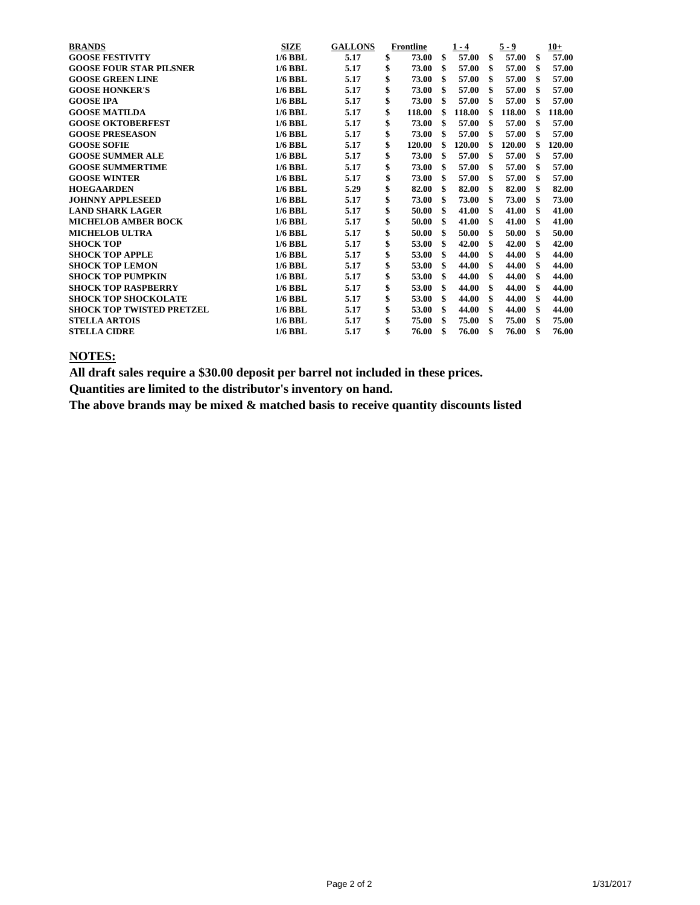| BRANDS | SIZE | GALLONS | Frontline | 1 - 4 | 5 - 9 | 10+ |
|---|---|---|---|---|---|---|
| GOOSE FESTIVITY | 1/6 BBL | 5.17 | $ 73.00 | $ 57.00 | $ 57.00 | $ 57.00 |
| GOOSE FOUR STAR PILSNER | 1/6 BBL | 5.17 | $ 73.00 | $ 57.00 | $ 57.00 | $ 57.00 |
| GOOSE GREEN LINE | 1/6 BBL | 5.17 | $ 73.00 | $ 57.00 | $ 57.00 | $ 57.00 |
| GOOSE HONKER'S | 1/6 BBL | 5.17 | $ 73.00 | $ 57.00 | $ 57.00 | $ 57.00 |
| GOOSE IPA | 1/6 BBL | 5.17 | $ 73.00 | $ 57.00 | $ 57.00 | $ 57.00 |
| GOOSE MATILDA | 1/6 BBL | 5.17 | $ 118.00 | $ 118.00 | $ 118.00 | $ 118.00 |
| GOOSE OKTOBERFEST | 1/6 BBL | 5.17 | $ 73.00 | $ 57.00 | $ 57.00 | $ 57.00 |
| GOOSE PRESEASON | 1/6 BBL | 5.17 | $ 73.00 | $ 57.00 | $ 57.00 | $ 57.00 |
| GOOSE SOFIE | 1/6 BBL | 5.17 | $ 120.00 | $ 120.00 | $ 120.00 | $ 120.00 |
| GOOSE SUMMER ALE | 1/6 BBL | 5.17 | $ 73.00 | $ 57.00 | $ 57.00 | $ 57.00 |
| GOOSE SUMMERTIME | 1/6 BBL | 5.17 | $ 73.00 | $ 57.00 | $ 57.00 | $ 57.00 |
| GOOSE WINTER | 1/6 BBL | 5.17 | $ 73.00 | $ 57.00 | $ 57.00 | $ 57.00 |
| HOEGAARDEN | 1/6 BBL | 5.29 | $ 82.00 | $ 82.00 | $ 82.00 | $ 82.00 |
| JOHNNY APPLESEED | 1/6 BBL | 5.17 | $ 73.00 | $ 73.00 | $ 73.00 | $ 73.00 |
| LAND SHARK LAGER | 1/6 BBL | 5.17 | $ 50.00 | $ 41.00 | $ 41.00 | $ 41.00 |
| MICHELOB AMBER BOCK | 1/6 BBL | 5.17 | $ 50.00 | $ 41.00 | $ 41.00 | $ 41.00 |
| MICHELOB ULTRA | 1/6 BBL | 5.17 | $ 50.00 | $ 50.00 | $ 50.00 | $ 50.00 |
| SHOCK TOP | 1/6 BBL | 5.17 | $ 53.00 | $ 42.00 | $ 42.00 | $ 42.00 |
| SHOCK TOP APPLE | 1/6 BBL | 5.17 | $ 53.00 | $ 44.00 | $ 44.00 | $ 44.00 |
| SHOCK TOP LEMON | 1/6 BBL | 5.17 | $ 53.00 | $ 44.00 | $ 44.00 | $ 44.00 |
| SHOCK TOP PUMPKIN | 1/6 BBL | 5.17 | $ 53.00 | $ 44.00 | $ 44.00 | $ 44.00 |
| SHOCK TOP RASPBERRY | 1/6 BBL | 5.17 | $ 53.00 | $ 44.00 | $ 44.00 | $ 44.00 |
| SHOCK TOP SHOCKOLATE | 1/6 BBL | 5.17 | $ 53.00 | $ 44.00 | $ 44.00 | $ 44.00 |
| SHOCK TOP TWISTED PRETZEL | 1/6 BBL | 5.17 | $ 53.00 | $ 44.00 | $ 44.00 | $ 44.00 |
| STELLA ARTOIS | 1/6 BBL | 5.17 | $ 75.00 | $ 75.00 | $ 75.00 | $ 75.00 |
| STELLA CIDRE | 1/6 BBL | 5.17 | $ 76.00 | $ 76.00 | $ 76.00 | $ 76.00 |

## NOTES:

**All draft sales require a $30.00 deposit per barrel not included in these prices.**

**Quantities are limited to the distributor's inventory on hand.**

**The above brands may be mixed & matched basis to receive quantity discounts listed**